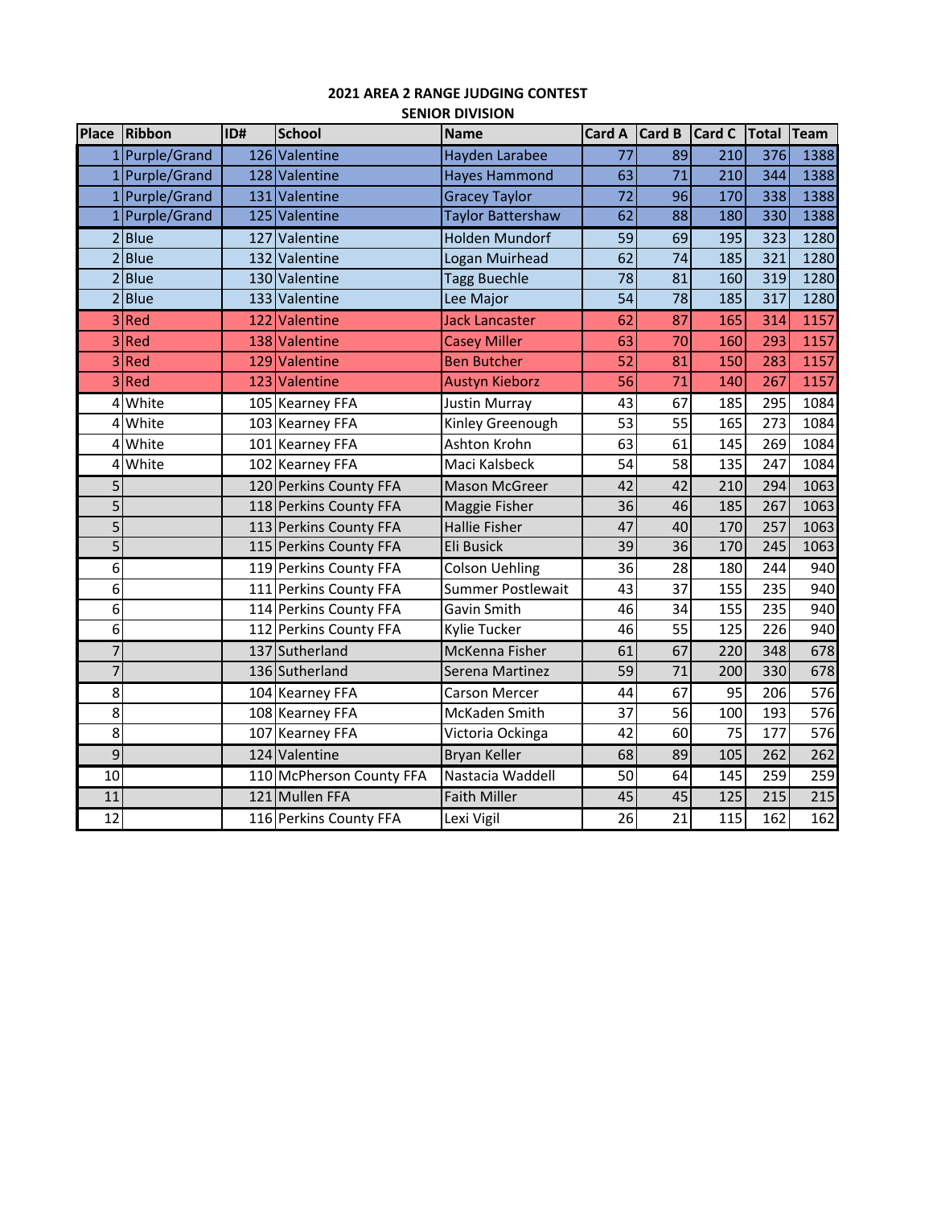## 2021 AREA 2 RANGE JUDGING CONTEST
### SENIOR DIVISION

| Place | Ribbon | ID# | School | Name | Card A | Card B | Card C | Total | Team |
|---|---|---|---|---|---|---|---|---|---|
| 1 | Purple/Grand | 126 | Valentine | Hayden Larabee | 77 | 89 | 210 | 376 | 1388 |
| 1 | Purple/Grand | 128 | Valentine | Hayes Hammond | 63 | 71 | 210 | 344 | 1388 |
| 1 | Purple/Grand | 131 | Valentine | Gracey Taylor | 72 | 96 | 170 | 338 | 1388 |
| 1 | Purple/Grand | 125 | Valentine | Taylor Battershaw | 62 | 88 | 180 | 330 | 1388 |
| 2 | Blue | 127 | Valentine | Holden Mundorf | 59 | 69 | 195 | 323 | 1280 |
| 2 | Blue | 132 | Valentine | Logan Muirhead | 62 | 74 | 185 | 321 | 1280 |
| 2 | Blue | 130 | Valentine | Tagg Buechle | 78 | 81 | 160 | 319 | 1280 |
| 2 | Blue | 133 | Valentine | Lee Major | 54 | 78 | 185 | 317 | 1280 |
| 3 | Red | 122 | Valentine | Jack Lancaster | 62 | 87 | 165 | 314 | 1157 |
| 3 | Red | 138 | Valentine | Casey Miller | 63 | 70 | 160 | 293 | 1157 |
| 3 | Red | 129 | Valentine | Ben Butcher | 52 | 81 | 150 | 283 | 1157 |
| 3 | Red | 123 | Valentine | Austyn Kieborz | 56 | 71 | 140 | 267 | 1157 |
| 4 | White | 105 | Kearney FFA | Justin Murray | 43 | 67 | 185 | 295 | 1084 |
| 4 | White | 103 | Kearney FFA | Kinley Greenough | 53 | 55 | 165 | 273 | 1084 |
| 4 | White | 101 | Kearney FFA | Ashton Krohn | 63 | 61 | 145 | 269 | 1084 |
| 4 | White | 102 | Kearney FFA | Maci Kalsbeck | 54 | 58 | 135 | 247 | 1084 |
| 5 | | 120 | Perkins County FFA | Mason McGreer | 42 | 42 | 210 | 294 | 1063 |
| 5 | | 118 | Perkins County FFA | Maggie Fisher | 36 | 46 | 185 | 267 | 1063 |
| 5 | | 113 | Perkins County FFA | Hallie Fisher | 47 | 40 | 170 | 257 | 1063 |
| 5 | | 115 | Perkins County FFA | Eli Busick | 39 | 36 | 170 | 245 | 1063 |
| 6 | | 119 | Perkins County FFA | Colson Uehling | 36 | 28 | 180 | 244 | 940 |
| 6 | | 111 | Perkins County FFA | Summer Postlewait | 43 | 37 | 155 | 235 | 940 |
| 6 | | 114 | Perkins County FFA | Gavin Smith | 46 | 34 | 155 | 235 | 940 |
| 6 | | 112 | Perkins County FFA | Kylie Tucker | 46 | 55 | 125 | 226 | 940 |
| 7 | | 137 | Sutherland | McKenna Fisher | 61 | 67 | 220 | 348 | 678 |
| 7 | | 136 | Sutherland | Serena Martinez | 59 | 71 | 200 | 330 | 678 |
| 8 | | 104 | Kearney FFA | Carson Mercer | 44 | 67 | 95 | 206 | 576 |
| 8 | | 108 | Kearney FFA | McKaden Smith | 37 | 56 | 100 | 193 | 576 |
| 8 | | 107 | Kearney FFA | Victoria Ockinga | 42 | 60 | 75 | 177 | 576 |
| 9 | | 124 | Valentine | Bryan Keller | 68 | 89 | 105 | 262 | 262 |
| 10 | | 110 | McPherson County FFA | Nastacia Waddell | 50 | 64 | 145 | 259 | 259 |
| 11 | | 121 | Mullen FFA | Faith Miller | 45 | 45 | 125 | 215 | 215 |
| 12 | | 116 | Perkins County FFA | Lexi Vigil | 26 | 21 | 115 | 162 | 162 |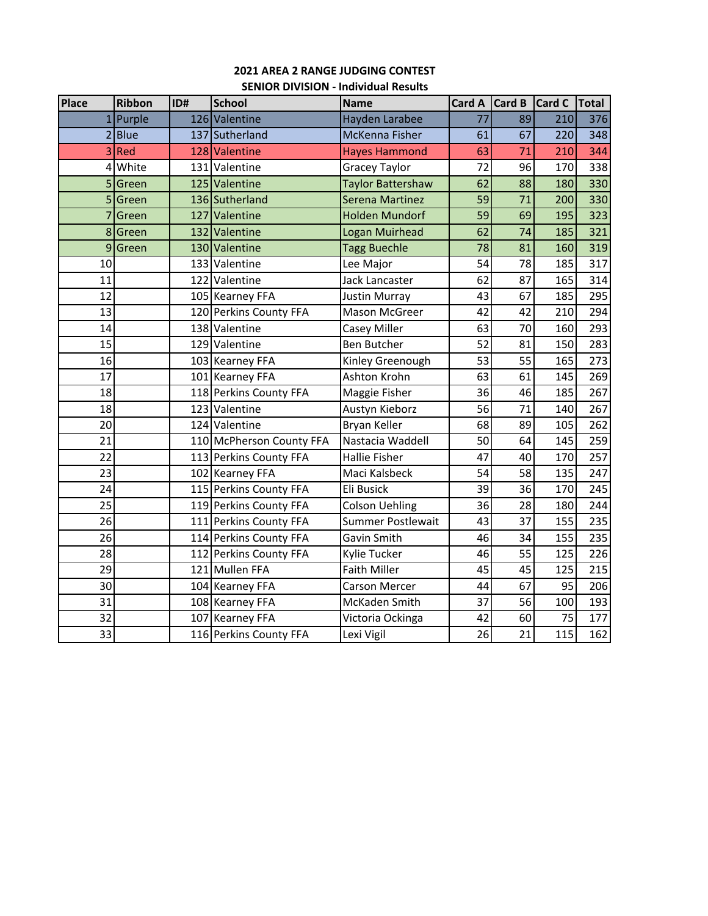**2021 AREA 2 RANGE JUDGING CONTEST**

**SENIOR DIVISION - Individual Results**

| Place | Ribbon | ID# | School | Name | Card A | Card B | Card C | Total |
|---|---|---|---|---|---|---|---|---|
| 1 | Purple | 126 | Valentine | Hayden Larabee | 77 | 89 | 210 | 376 |
| 2 | Blue | 137 | Sutherland | McKenna Fisher | 61 | 67 | 220 | 348 |
| 3 | Red | 128 | Valentine | Hayes Hammond | 63 | 71 | 210 | 344 |
| 4 | White | 131 | Valentine | Gracey Taylor | 72 | 96 | 170 | 338 |
| 5 | Green | 125 | Valentine | Taylor Battershaw | 62 | 88 | 180 | 330 |
| 5 | Green | 136 | Sutherland | Serena Martinez | 59 | 71 | 200 | 330 |
| 7 | Green | 127 | Valentine | Holden Mundorf | 59 | 69 | 195 | 323 |
| 8 | Green | 132 | Valentine | Logan Muirhead | 62 | 74 | 185 | 321 |
| 9 | Green | 130 | Valentine | Tagg Buechle | 78 | 81 | 160 | 319 |
| 10 | | 133 | Valentine | Lee Major | 54 | 78 | 185 | 317 |
| 11 | | 122 | Valentine | Jack Lancaster | 62 | 87 | 165 | 314 |
| 12 | | 105 | Kearney FFA | Justin Murray | 43 | 67 | 185 | 295 |
| 13 | | 120 | Perkins County FFA | Mason McGreer | 42 | 42 | 210 | 294 |
| 14 | | 138 | Valentine | Casey Miller | 63 | 70 | 160 | 293 |
| 15 | | 129 | Valentine | Ben Butcher | 52 | 81 | 150 | 283 |
| 16 | | 103 | Kearney FFA | Kinley Greenough | 53 | 55 | 165 | 273 |
| 17 | | 101 | Kearney FFA | Ashton Krohn | 63 | 61 | 145 | 269 |
| 18 | | 118 | Perkins County FFA | Maggie Fisher | 36 | 46 | 185 | 267 |
| 18 | | 123 | Valentine | Austyn Kieborz | 56 | 71 | 140 | 267 |
| 20 | | 124 | Valentine | Bryan Keller | 68 | 89 | 105 | 262 |
| 21 | | 110 | McPherson County FFA | Nastacia Waddell | 50 | 64 | 145 | 259 |
| 22 | | 113 | Perkins County FFA | Hallie Fisher | 47 | 40 | 170 | 257 |
| 23 | | 102 | Kearney FFA | Maci Kalsbeck | 54 | 58 | 135 | 247 |
| 24 | | 115 | Perkins County FFA | Eli Busick | 39 | 36 | 170 | 245 |
| 25 | | 119 | Perkins County FFA | Colson Uehling | 36 | 28 | 180 | 244 |
| 26 | | 111 | Perkins County FFA | Summer Postlewait | 43 | 37 | 155 | 235 |
| 26 | | 114 | Perkins County FFA | Gavin Smith | 46 | 34 | 155 | 235 |
| 28 | | 112 | Perkins County FFA | Kylie Tucker | 46 | 55 | 125 | 226 |
| 29 | | 121 | Mullen FFA | Faith Miller | 45 | 45 | 125 | 215 |
| 30 | | 104 | Kearney FFA | Carson Mercer | 44 | 67 | 95 | 206 |
| 31 | | 108 | Kearney FFA | McKaden Smith | 37 | 56 | 100 | 193 |
| 32 | | 107 | Kearney FFA | Victoria Ockinga | 42 | 60 | 75 | 177 |
| 33 | | 116 | Perkins County FFA | Lexi Vigil | 26 | 21 | 115 | 162 |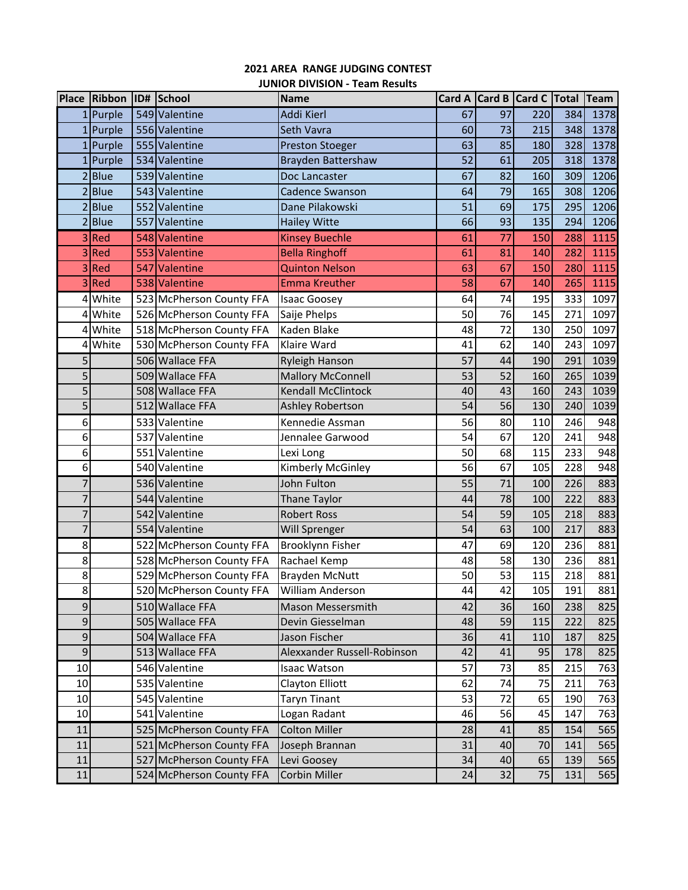## 2021 AREA RANGE JUDGING CONTEST

### JUNIOR DIVISION - Team Results

| Place | Ribbon | ID# | School | Name | Card A | Card B | Card C | Total | Team |
|---|---|---|---|---|---|---|---|---|---|
| 1 | Purple | 549 | Valentine | Addi Kierl | 67 | 97 | 220 | 384 | 1378 |
| 1 | Purple | 556 | Valentine | Seth Vavra | 60 | 73 | 215 | 348 | 1378 |
| 1 | Purple | 555 | Valentine | Preston Stoeger | 63 | 85 | 180 | 328 | 1378 |
| 1 | Purple | 534 | Valentine | Brayden Battershaw | 52 | 61 | 205 | 318 | 1378 |
| 2 | Blue | 539 | Valentine | Doc Lancaster | 67 | 82 | 160 | 309 | 1206 |
| 2 | Blue | 543 | Valentine | Cadence Swanson | 64 | 79 | 165 | 308 | 1206 |
| 2 | Blue | 552 | Valentine | Dane Pilakowski | 51 | 69 | 175 | 295 | 1206 |
| 2 | Blue | 557 | Valentine | Hailey Witte | 66 | 93 | 135 | 294 | 1206 |
| 3 | Red | 548 | Valentine | Kinsey Buechle | 61 | 77 | 150 | 288 | 1115 |
| 3 | Red | 553 | Valentine | Bella Ringhoff | 61 | 81 | 140 | 282 | 1115 |
| 3 | Red | 547 | Valentine | Quinton Nelson | 63 | 67 | 150 | 280 | 1115 |
| 3 | Red | 538 | Valentine | Emma Kreuther | 58 | 67 | 140 | 265 | 1115 |
| 4 | White | 523 | McPherson County FFA | Isaac Goosey | 64 | 74 | 195 | 333 | 1097 |
| 4 | White | 526 | McPherson County FFA | Saije Phelps | 50 | 76 | 145 | 271 | 1097 |
| 4 | White | 518 | McPherson County FFA | Kaden Blake | 48 | 72 | 130 | 250 | 1097 |
| 4 | White | 530 | McPherson County FFA | Klaire Ward | 41 | 62 | 140 | 243 | 1097 |
| 5 | | 506 | Wallace FFA | Ryleigh Hanson | 57 | 44 | 190 | 291 | 1039 |
| 5 | | 509 | Wallace FFA | Mallory McConnell | 53 | 52 | 160 | 265 | 1039 |
| 5 | | 508 | Wallace FFA | Kendall McClintock | 40 | 43 | 160 | 243 | 1039 |
| 5 | | 512 | Wallace FFA | Ashley Robertson | 54 | 56 | 130 | 240 | 1039 |
| 6 | | 533 | Valentine | Kennedie Assman | 56 | 80 | 110 | 246 | 948 |
| 6 | | 537 | Valentine | Jennalee Garwood | 54 | 67 | 120 | 241 | 948 |
| 6 | | 551 | Valentine | Lexi Long | 50 | 68 | 115 | 233 | 948 |
| 6 | | 540 | Valentine | Kimberly McGinley | 56 | 67 | 105 | 228 | 948 |
| 7 | | 536 | Valentine | John Fulton | 55 | 71 | 100 | 226 | 883 |
| 7 | | 544 | Valentine | Thane Taylor | 44 | 78 | 100 | 222 | 883 |
| 7 | | 542 | Valentine | Robert Ross | 54 | 59 | 105 | 218 | 883 |
| 7 | | 554 | Valentine | Will Sprenger | 54 | 63 | 100 | 217 | 883 |
| 8 | | 522 | McPherson County FFA | Brooklynn Fisher | 47 | 69 | 120 | 236 | 881 |
| 8 | | 528 | McPherson County FFA | Rachael Kemp | 48 | 58 | 130 | 236 | 881 |
| 8 | | 529 | McPherson County FFA | Brayden McNutt | 50 | 53 | 115 | 218 | 881 |
| 8 | | 520 | McPherson County FFA | William Anderson | 44 | 42 | 105 | 191 | 881 |
| 9 | | 510 | Wallace FFA | Mason Messersmith | 42 | 36 | 160 | 238 | 825 |
| 9 | | 505 | Wallace FFA | Devin Giesselman | 48 | 59 | 115 | 222 | 825 |
| 9 | | 504 | Wallace FFA | Jason Fischer | 36 | 41 | 110 | 187 | 825 |
| 9 | | 513 | Wallace FFA | Alexxander Russell-Robinson | 42 | 41 | 95 | 178 | 825 |
| 10 | | 546 | Valentine | Isaac Watson | 57 | 73 | 85 | 215 | 763 |
| 10 | | 535 | Valentine | Clayton Elliott | 62 | 74 | 75 | 211 | 763 |
| 10 | | 545 | Valentine | Taryn Tinant | 53 | 72 | 65 | 190 | 763 |
| 10 | | 541 | Valentine | Logan Radant | 46 | 56 | 45 | 147 | 763 |
| 11 | | 525 | McPherson County FFA | Colton Miller | 28 | 41 | 85 | 154 | 565 |
| 11 | | 521 | McPherson County FFA | Joseph Brannan | 31 | 40 | 70 | 141 | 565 |
| 11 | | 527 | McPherson County FFA | Levi Goosey | 34 | 40 | 65 | 139 | 565 |
| 11 | | 524 | McPherson County FFA | Corbin Miller | 24 | 32 | 75 | 131 | 565 |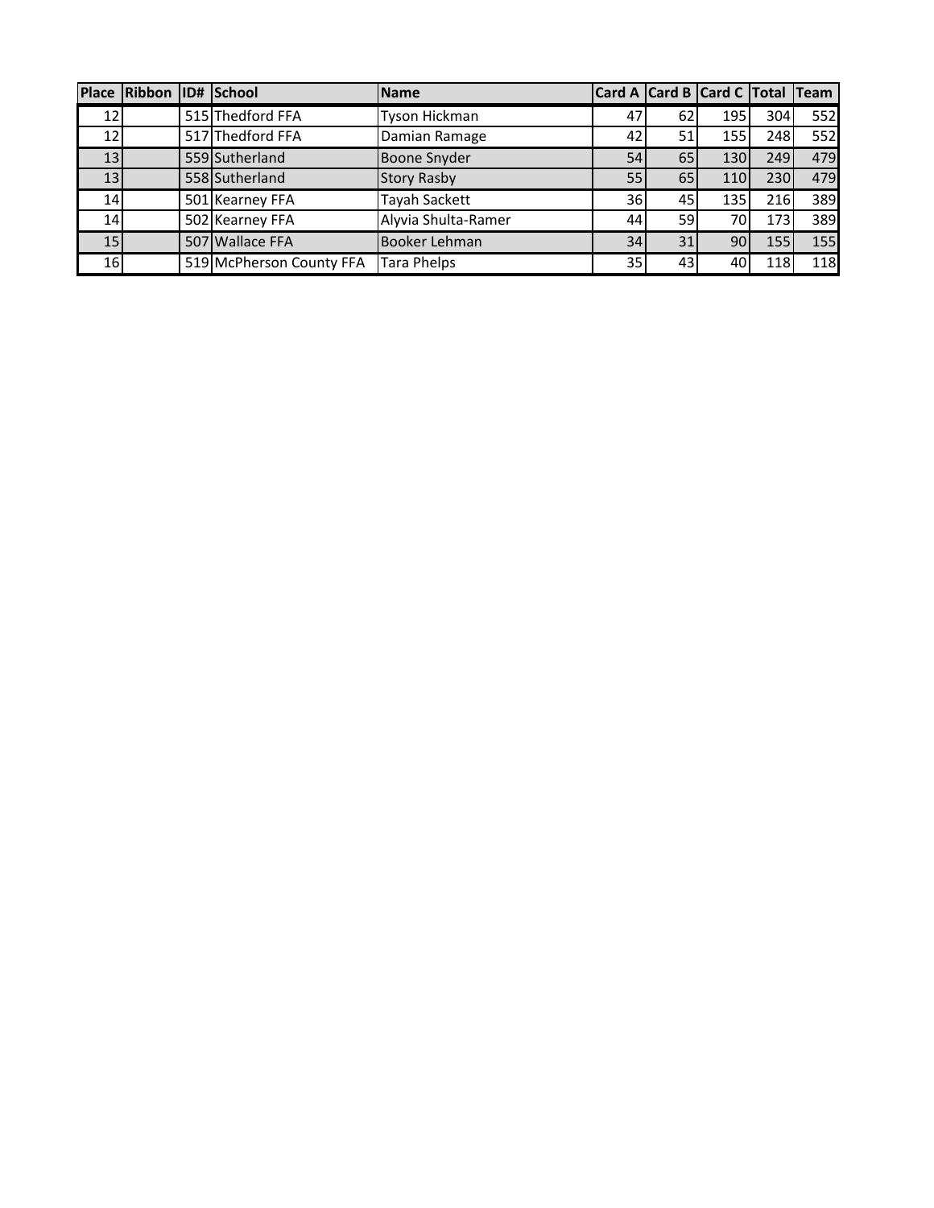| Place | Ribbon | ID# | School | Name | Card A | Card B | Card C | Total | Team |
|---|---|---|---|---|---|---|---|---|---|
| 12 | | 515 | Thedford FFA | Tyson Hickman | 47 | 62 | 195 | 304 | 552 |
| 12 | | 517 | Thedford FFA | Damian Ramage | 42 | 51 | 155 | 248 | 552 |
| 13 | | 559 | Sutherland | Boone Snyder | 54 | 65 | 130 | 249 | 479 |
| 13 | | 558 | Sutherland | Story Rasby | 55 | 65 | 110 | 230 | 479 |
| 14 | | 501 | Kearney FFA | Tayah Sackett | 36 | 45 | 135 | 216 | 389 |
| 14 | | 502 | Kearney FFA | Alyvia Shulta-Ramer | 44 | 59 | 70 | 173 | 389 |
| 15 | | 507 | Wallace FFA | Booker Lehman | 34 | 31 | 90 | 155 | 155 |
| 16 | | 519 | McPherson County FFA | Tara Phelps | 35 | 43 | 40 | 118 | 118 |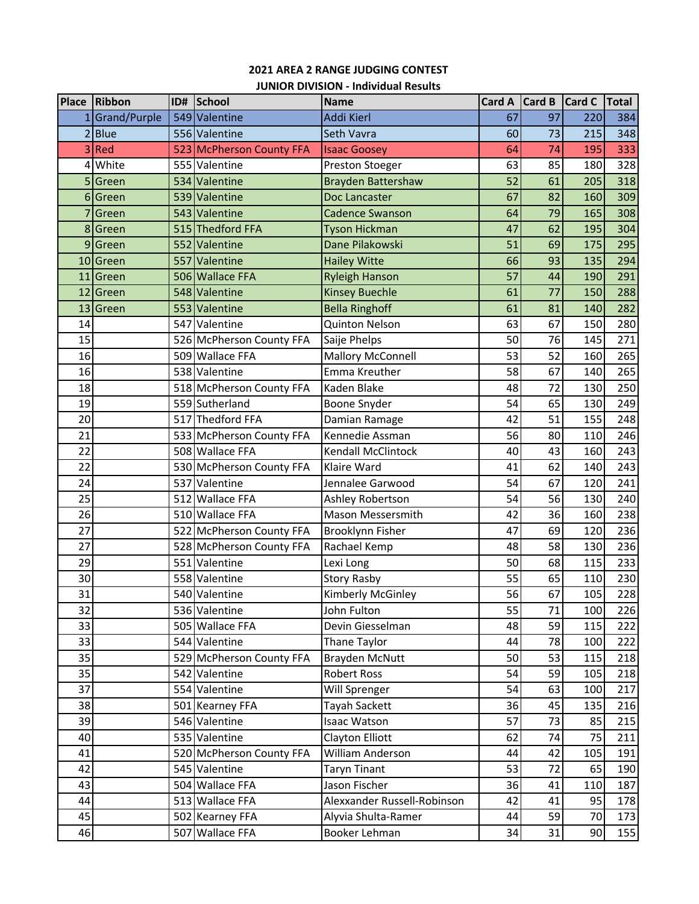## 2021 AREA 2 RANGE JUDGING CONTEST

### JUNIOR DIVISION - Individual Results

| Place | Ribbon | ID# | School | Name | Card A | Card B | Card C | Total |
|---|---|---|---|---|---|---|---|---|
| 1 | Grand/Purple | 549 | Valentine | Addi Kierl | 67 | 97 | 220 | 384 |
| 2 | Blue | 556 | Valentine | Seth Vavra | 60 | 73 | 215 | 348 |
| 3 | Red | 523 | McPherson County FFA | Isaac Goosey | 64 | 74 | 195 | 333 |
| 4 | White | 555 | Valentine | Preston Stoeger | 63 | 85 | 180 | 328 |
| 5 | Green | 534 | Valentine | Brayden Battershaw | 52 | 61 | 205 | 318 |
| 6 | Green | 539 | Valentine | Doc Lancaster | 67 | 82 | 160 | 309 |
| 7 | Green | 543 | Valentine | Cadence Swanson | 64 | 79 | 165 | 308 |
| 8 | Green | 515 | Thedford FFA | Tyson Hickman | 47 | 62 | 195 | 304 |
| 9 | Green | 552 | Valentine | Dane Pilakowski | 51 | 69 | 175 | 295 |
| 10 | Green | 557 | Valentine | Hailey Witte | 66 | 93 | 135 | 294 |
| 11 | Green | 506 | Wallace FFA | Ryleigh Hanson | 57 | 44 | 190 | 291 |
| 12 | Green | 548 | Valentine | Kinsey Buechle | 61 | 77 | 150 | 288 |
| 13 | Green | 553 | Valentine | Bella Ringhoff | 61 | 81 | 140 | 282 |
| 14 | | 547 | Valentine | Quinton Nelson | 63 | 67 | 150 | 280 |
| 15 | | 526 | McPherson County FFA | Saije Phelps | 50 | 76 | 145 | 271 |
| 16 | | 509 | Wallace FFA | Mallory McConnell | 53 | 52 | 160 | 265 |
| 16 | | 538 | Valentine | Emma Kreuther | 58 | 67 | 140 | 265 |
| 18 | | 518 | McPherson County FFA | Kaden Blake | 48 | 72 | 130 | 250 |
| 19 | | 559 | Sutherland | Boone Snyder | 54 | 65 | 130 | 249 |
| 20 | | 517 | Thedford FFA | Damian Ramage | 42 | 51 | 155 | 248 |
| 21 | | 533 | McPherson County FFA | Kennedie Assman | 56 | 80 | 110 | 246 |
| 22 | | 508 | Wallace FFA | Kendall McClintock | 40 | 43 | 160 | 243 |
| 22 | | 530 | McPherson County FFA | Klaire Ward | 41 | 62 | 140 | 243 |
| 24 | | 537 | Valentine | Jennalee Garwood | 54 | 67 | 120 | 241 |
| 25 | | 512 | Wallace FFA | Ashley Robertson | 54 | 56 | 130 | 240 |
| 26 | | 510 | Wallace FFA | Mason Messersmith | 42 | 36 | 160 | 238 |
| 27 | | 522 | McPherson County FFA | Brooklynn Fisher | 47 | 69 | 120 | 236 |
| 27 | | 528 | McPherson County FFA | Rachael Kemp | 48 | 58 | 130 | 236 |
| 29 | | 551 | Valentine | Lexi Long | 50 | 68 | 115 | 233 |
| 30 | | 558 | Valentine | Story Rasby | 55 | 65 | 110 | 230 |
| 31 | | 540 | Valentine | Kimberly McGinley | 56 | 67 | 105 | 228 |
| 32 | | 536 | Valentine | John Fulton | 55 | 71 | 100 | 226 |
| 33 | | 505 | Wallace FFA | Devin Giesselman | 48 | 59 | 115 | 222 |
| 33 | | 544 | Valentine | Thane Taylor | 44 | 78 | 100 | 222 |
| 35 | | 529 | McPherson County FFA | Brayden McNutt | 50 | 53 | 115 | 218 |
| 35 | | 542 | Valentine | Robert Ross | 54 | 59 | 105 | 218 |
| 37 | | 554 | Valentine | Will Sprenger | 54 | 63 | 100 | 217 |
| 38 | | 501 | Kearney FFA | Tayah Sackett | 36 | 45 | 135 | 216 |
| 39 | | 546 | Valentine | Isaac Watson | 57 | 73 | 85 | 215 |
| 40 | | 535 | Valentine | Clayton Elliott | 62 | 74 | 75 | 211 |
| 41 | | 520 | McPherson County FFA | William Anderson | 44 | 42 | 105 | 191 |
| 42 | | 545 | Valentine | Taryn Tinant | 53 | 72 | 65 | 190 |
| 43 | | 504 | Wallace FFA | Jason Fischer | 36 | 41 | 110 | 187 |
| 44 | | 513 | Wallace FFA | Alexxander Russell-Robinson | 42 | 41 | 95 | 178 |
| 45 | | 502 | Kearney FFA | Alyvia Shulta-Ramer | 44 | 59 | 70 | 173 |
| 46 | | 507 | Wallace FFA | Booker Lehman | 34 | 31 | 90 | 155 |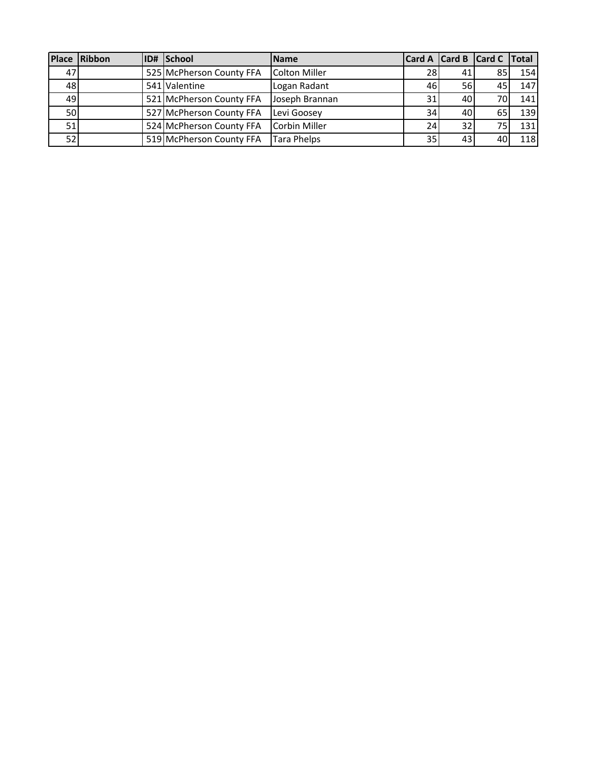| Place | Ribbon | ID# | School | Name | Card A | Card B | Card C | Total |
|---|---|---|---|---|---|---|---|---|
| 47 | | 525 | McPherson County FFA | Colton Miller | 28 | 41 | 85 | 154 |
| 48 | | 541 | Valentine | Logan Radant | 46 | 56 | 45 | 147 |
| 49 | | 521 | McPherson County FFA | Joseph Brannan | 31 | 40 | 70 | 141 |
| 50 | | 527 | McPherson County FFA | Levi Goosey | 34 | 40 | 65 | 139 |
| 51 | | 524 | McPherson County FFA | Corbin Miller | 24 | 32 | 75 | 131 |
| 52 | | 519 | McPherson County FFA | Tara Phelps | 35 | 43 | 40 | 118 |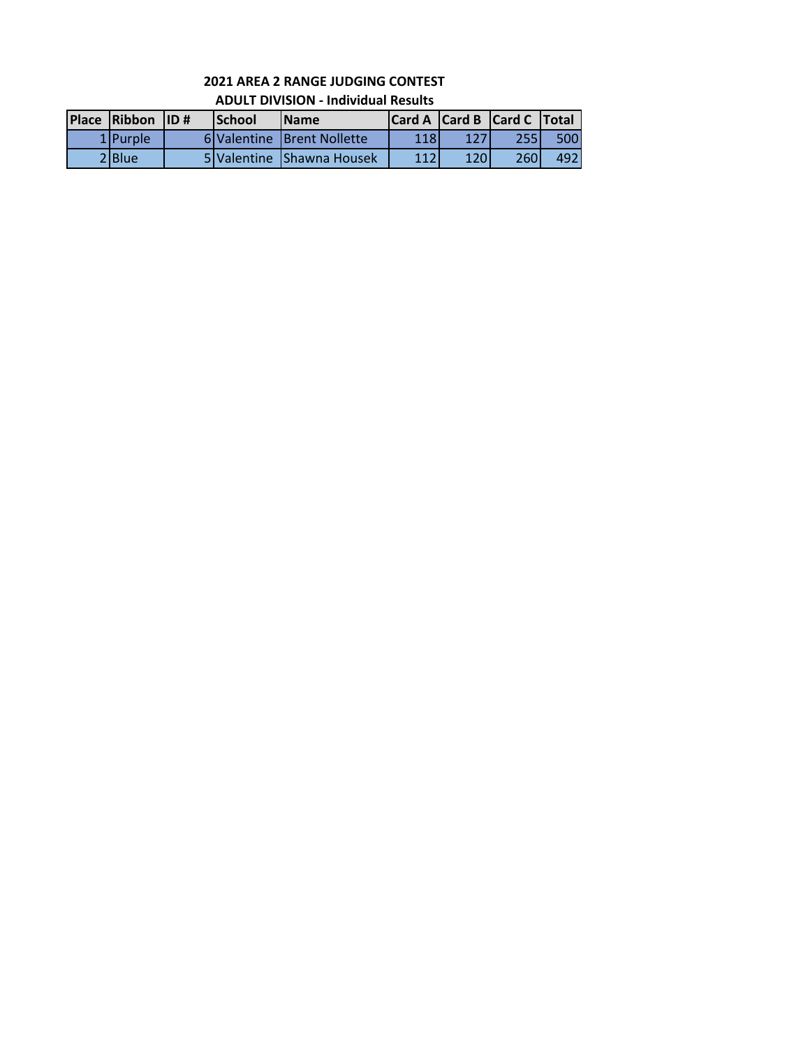## 2021 AREA 2 RANGE JUDGING CONTEST

### ADULT DIVISION - Individual Results

| Place | Ribbon | ID # | School | Name | Card A | Card B | Card C | Total |
|---|---|---|---|---|---|---|---|---|
| 1 | Purple | 6 | Valentine | Brent Nollette | 118 | 127 | 255 | 500 |
| 2 | Blue | 5 | Valentine | Shawna Housek | 112 | 120 | 260 | 492 |